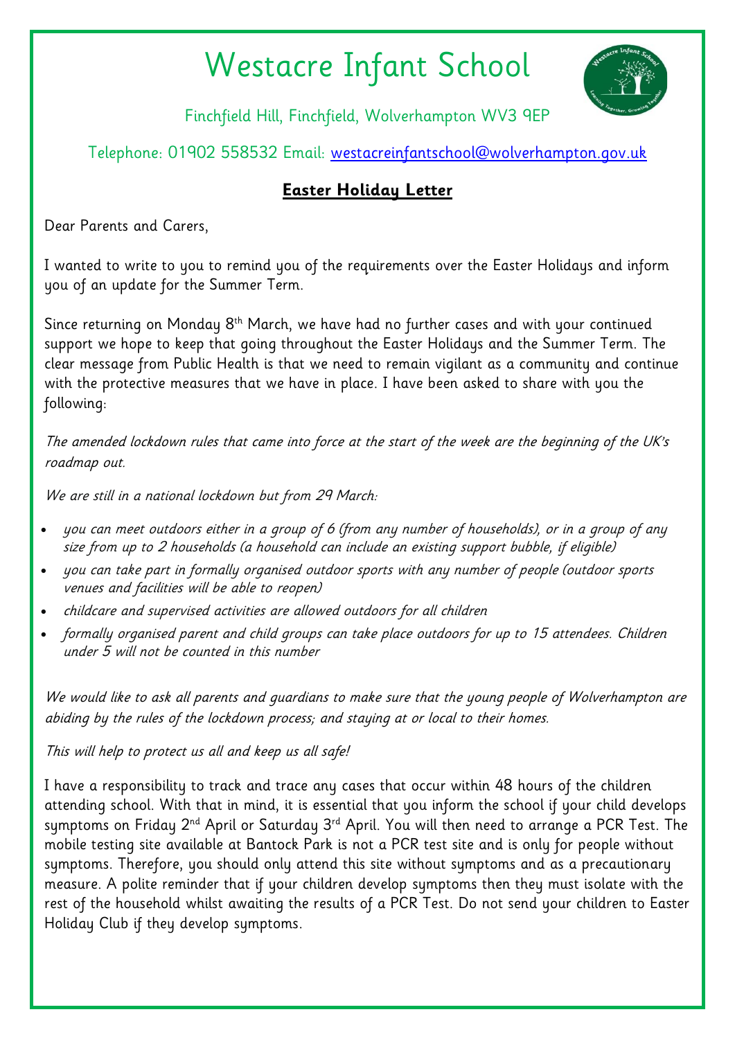# Westacre Infant School

Finchfield Hill, Finchfield, Wolverhampton WV3 9EP

Telephone: 01902 558532 Email: westacreinfantschool@wolverhampton.gov.uk

## **Easter Holiday Letter**

Dear Parents and Carers,

I wanted to write to you to remind you of the requirements over the Easter Holidays and inform you of an update for the Summer Term.

Since returning on Monday 8th March, we have had no further cases and with your continued support we hope to keep that going throughout the Easter Holidays and the Summer Term. The clear message from Public Health is that we need to remain vigilant as a community and continue with the protective measures that we have in place. I have been asked to share with you the following:

*The amended lockdown rules that came into force at the start of the week are the beginning of the UK's roadmap out.*

*We are still in a national lockdown but from 29 March:*

- *you can meet outdoors either in a group of 6 (from any number of households), or in a group of any size from up to 2 households (a household can include an existing support bubble, if eligible)*
- *you can take part in formally organised outdoor sports with any number of people (outdoor sports venues and facilities will be able to reopen)*
- *childcare and supervised activities are allowed outdoors for all children*
- *formally organised parent and child groups can take place outdoors for up to 15 attendees. Children under 5 will not be counted in this number*

*We would like to ask all parents and guardians to make sure that the young people of Wolverhampton are abiding by the rules of the lockdown process; and staying at or local to their homes.*

*This will help to protect us all and keep us all safe!*

I have a responsibility to track and trace any cases that occur within 48 hours of the children attending school. With that in mind, it is essential that you inform the school if your child develops symptoms on Friday 2nd April or Saturday 3rd April. You will then need to arrange a PCR Test. The mobile testing site available at Bantock Park is not a PCR test site and is only for people without symptoms. Therefore, you should only attend this site without symptoms and as a precautionary measure. A polite reminder that if your children develop symptoms then they must isolate with the rest of the household whilst awaiting the results of a PCR Test. Do not send your children to Easter Holiday Club if they develop symptoms.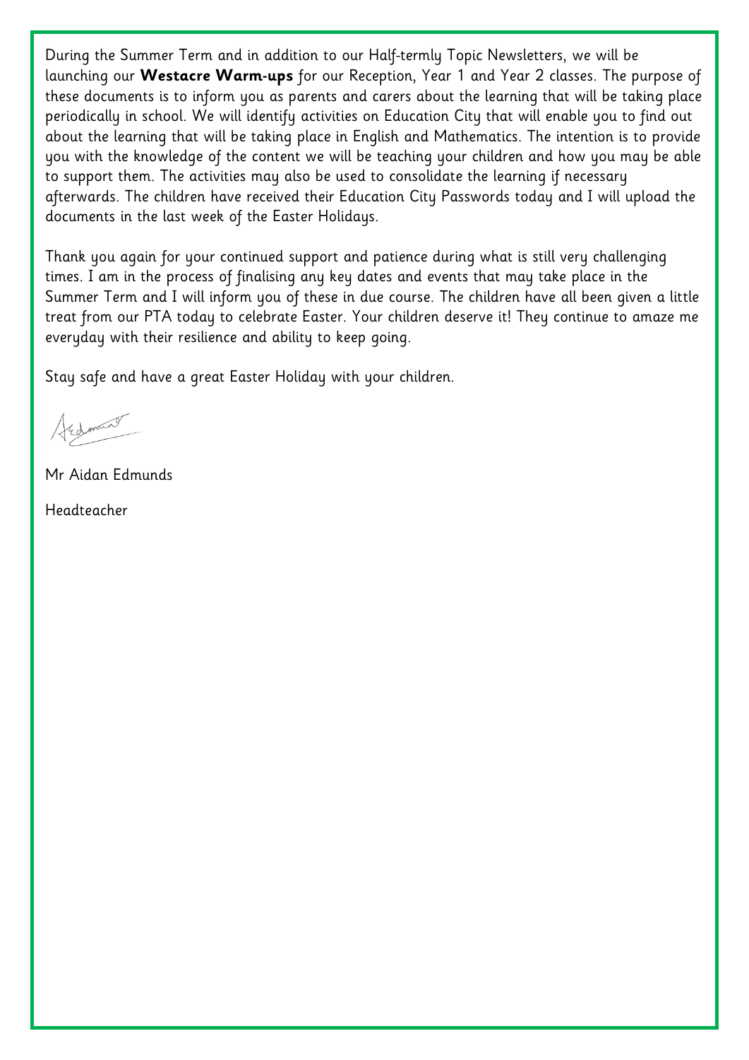During the Summer Term and in addition to our Half-termly Topic Newsletters, we will be launching our **Westacre Warm-ups** for our Reception, Year 1 and Year 2 classes. The purpose of these documents is to inform you as parents and carers about the learning that will be taking place periodically in school. We will identify activities on Education City that will enable you to find out about the learning that will be taking place in English and Mathematics. The intention is to provide you with the knowledge of the content we will be teaching your children and how you may be able to support them. The activities may also be used to consolidate the learning if necessary afterwards. The children have received their Education City Passwords today and I will upload the documents in the last week of the Easter Holidays.

Thank you again for your continued support and patience during what is still very challenging times. I am in the process of finalising any key dates and events that may take place in the Summer Term and I will inform you of these in due course. The children have all been given a little treat from our PTA today to celebrate Easter. Your children deserve it! They continue to amaze me everyday with their resilience and ability to keep going.

Stay safe and have a great Easter Holiday with your children.

Mr Aidan Edmunds

Headteacher